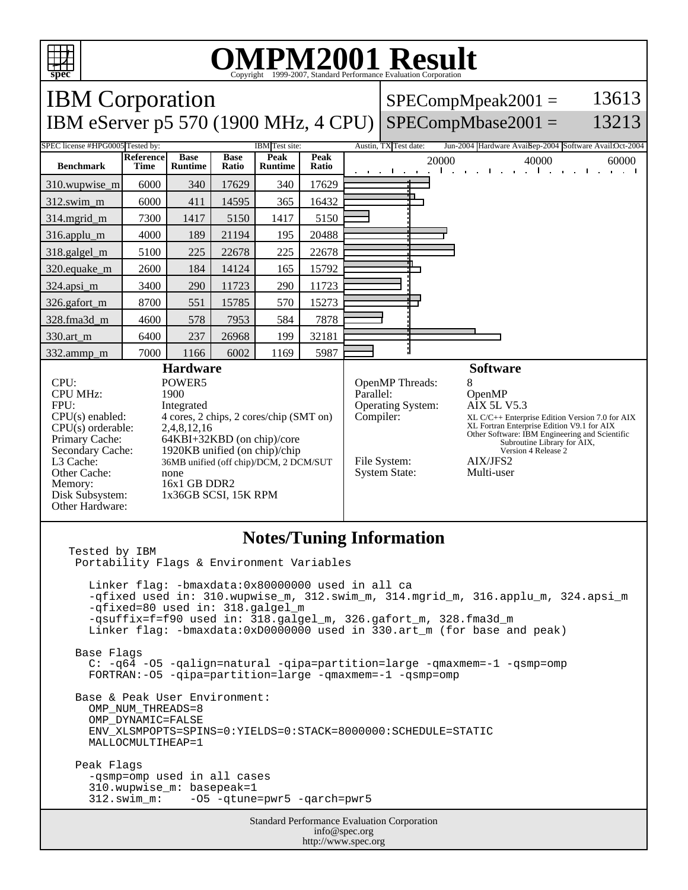# OMPM2001 Result

Copyright 1999-2007, Standard Performance Evaluation Corporation

## IBM Corporation

## IBM eServer p5 570 (1900 MHz, 4 CPU)

SPECompMpeak2001 = 13613

SPECompMbase2001 = 13213

SPEC license #: HPG0005 | Tested by: IBM | Test site: Austin, TX | Test date: Jun-2004 | Hardware Avail: Sep-2004 | Software Avail: Oct-2004

| Benchmark | Reference Time | Base Runtime | Base Ratio | Peak Runtime | Peak Ratio |
|---|---|---|---|---|---|
| 310.wupwise_m | 6000 | 340 | 17629 | 340 | 17629 |
| 312.swim_m | 6000 | 411 | 14595 | 365 | 16432 |
| 314.mgrid_m | 7300 | 1417 | 5150 | 1417 | 5150 |
| 316.applu_m | 4000 | 189 | 21194 | 195 | 20488 |
| 318.galgel_m | 5100 | 225 | 22678 | 225 | 22678 |
| 320.equake_m | 2600 | 184 | 14124 | 165 | 15792 |
| 324.apsi_m | 3400 | 290 | 11723 | 290 | 11723 |
| 326.gafort_m | 8700 | 551 | 15785 | 570 | 15273 |
| 328.fma3d_m | 4600 | 578 | 7953 | 584 | 7878 |
| 330.art_m | 6400 | 237 | 26968 | 199 | 32181 |
| 332.ammp_m | 7000 | 1166 | 6002 | 1169 | 5987 |

### Hardware

- CPU: POWER5
- CPU MHz: 1900
- FPU: Integrated
- CPU(s) enabled: 4 cores, 2 chips, 2 cores/chip (SMT on)
- CPU(s) orderable: 2,4,8,12,16
- Primary Cache: 64KBI+32KBD (on chip)/core
- Secondary Cache: 1920KB unified (on chip)/chip
- L3 Cache: 36MB unified (off chip)/DCM, 2 DCM/SUT
- Other Cache: none
- Memory: 16x1 GB DDR2
- Disk Subsystem: 1x36GB SCSI, 15K RPM
- Other Hardware:

### Software

- OpenMP Threads: 8
- Parallel: OpenMP
- Operating System: AIX 5L V5.3
- Compiler: XL C/C++ Enterprise Edition Version 7.0 for AIX; XL Fortran Enterprise Edition V9.1 for AIX; Other Software: IBM Engineering and Scientific Subroutine Library for AIX, Version 4 Release 2
- File System: AIX/JFS2
- System State: Multi-user

### Notes/Tuning Information

```
Tested by IBM
 Portability Flags & Environment Variables

   Linker flag: -bmaxdata:0x80000000 used in all ca
   -qfixed used in: 310.wupwise_m, 312.swim_m, 314.mgrid_m, 316.applu_m, 324.apsi_m
   -qfixed=80 used in: 318.galgel_m
   -qsuffix=f=f90 used in: 318.galgel_m, 326.gafort_m, 328.fma3d_m
   Linker flag: -bmaxdata:0xD0000000 used in 330.art_m (for base and peak)

 Base Flags
   C: -q64 -O5 -qalign=natural -qipa=partition=large -qmaxmem=-1 -qsmp=omp
   FORTRAN:-O5 -qipa=partition=large -qmaxmem=-1 -qsmp=omp

 Base & Peak User Environment:
   OMP_NUM_THREADS=8
   OMP_DYNAMIC=FALSE
   ENV_XLSMPOPTS=SPINS=0:YIELDS=0:STACK=8000000:SCHEDULE=STATIC
   MALLOCMULTIHEAP=1

 Peak Flags
   -qsmp=omp used in all cases
   310.wupwise_m: basepeak=1
   312.swim_m:    -O5 -qtune=pwr5 -qarch=pwr5
```

Standard Performance Evaluation Corporation
info@spec.org
http://www.spec.org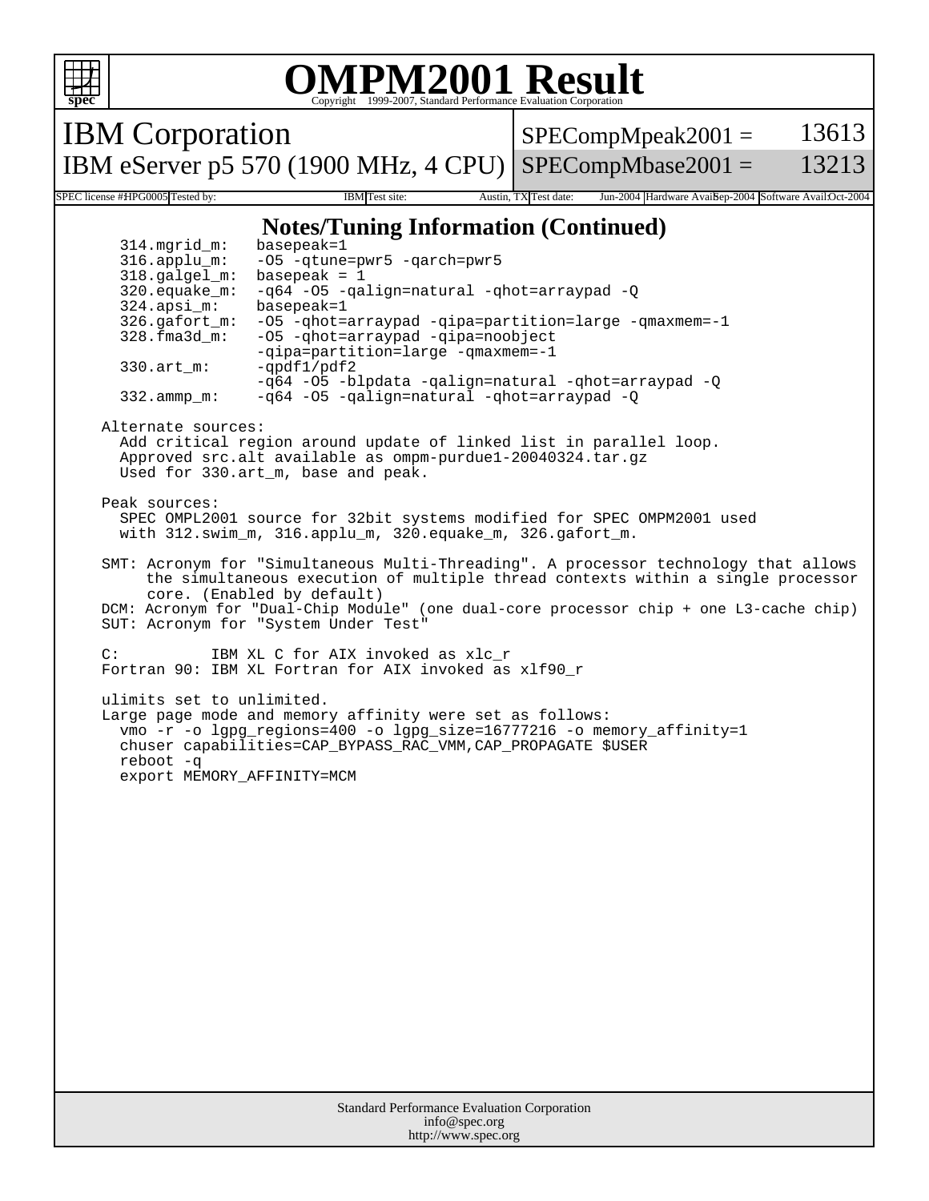# OMPM2001 Result

Copyright 1999-2007, Standard Performance Evaluation Corporation

## IBM Corporation

## IBM eServer p5 570 (1900 MHz, 4 CPU)

SPECompMpeak2001 = 13613

SPECompMbase2001 = 13213

SPEC license #: HPG0005 | Tested by: IBM | Test site: Austin, TX | Test date: Jun-2004 | Hardware Avail: Sep-2004 | Software Avail: Oct-2004

### Notes/Tuning Information (Continued)

```
314.mgrid_m:   basepeak=1
316.applu_m:   -O5 -qtune=pwr5 -qarch=pwr5
318.galgel_m:  basepeak = 1
320.equake_m:  -q64 -O5 -qalign=natural -qhot=arraypad -Q
324.apsi_m:    basepeak=1
326.gafort_m:  -O5 -qhot=arraypad -qipa=partition=large -qmaxmem=-1
328.fma3d_m:   -O5 -qhot=arraypad -qipa=noobject
               -qipa=partition=large -qmaxmem=-1
330.art_m:     -qpdf1/pdf2
               -q64 -O5 -blpdata -qalign=natural -qhot=arraypad -Q
332.ammp_m:    -q64 -O5 -qalign=natural -qhot=arraypad -Q

Alternate sources:
  Add critical region around update of linked list in parallel loop.
  Approved src.alt available as ompm-purdue1-20040324.tar.gz
  Used for 330.art_m, base and peak.

Peak sources:
  SPEC OMPL2001 source for 32bit systems modified for SPEC OMPM2001 used
  with 312.swim_m, 316.applu_m, 320.equake_m, 326.gafort_m.

SMT: Acronym for "Simultaneous Multi-Threading". A processor technology that allows
     the simultaneous execution of multiple thread contexts within a single processor
     core. (Enabled by default)
DCM: Acronym for "Dual-Chip Module" (one dual-core processor chip + one L3-cache chip)
SUT: Acronym for "System Under Test"

C:          IBM XL C for AIX invoked as xlc_r
Fortran 90: IBM XL Fortran for AIX invoked as xlf90_r

ulimits set to unlimited.
Large page mode and memory affinity were set as follows:
  vmo -r -o lgpg_regions=400 -o lgpg_size=16777216 -o memory_affinity=1
  chuser capabilities=CAP_BYPASS_RAC_VMM,CAP_PROPAGATE $USER
  reboot -q
  export MEMORY_AFFINITY=MCM
```

Standard Performance Evaluation Corporation
info@spec.org
http://www.spec.org